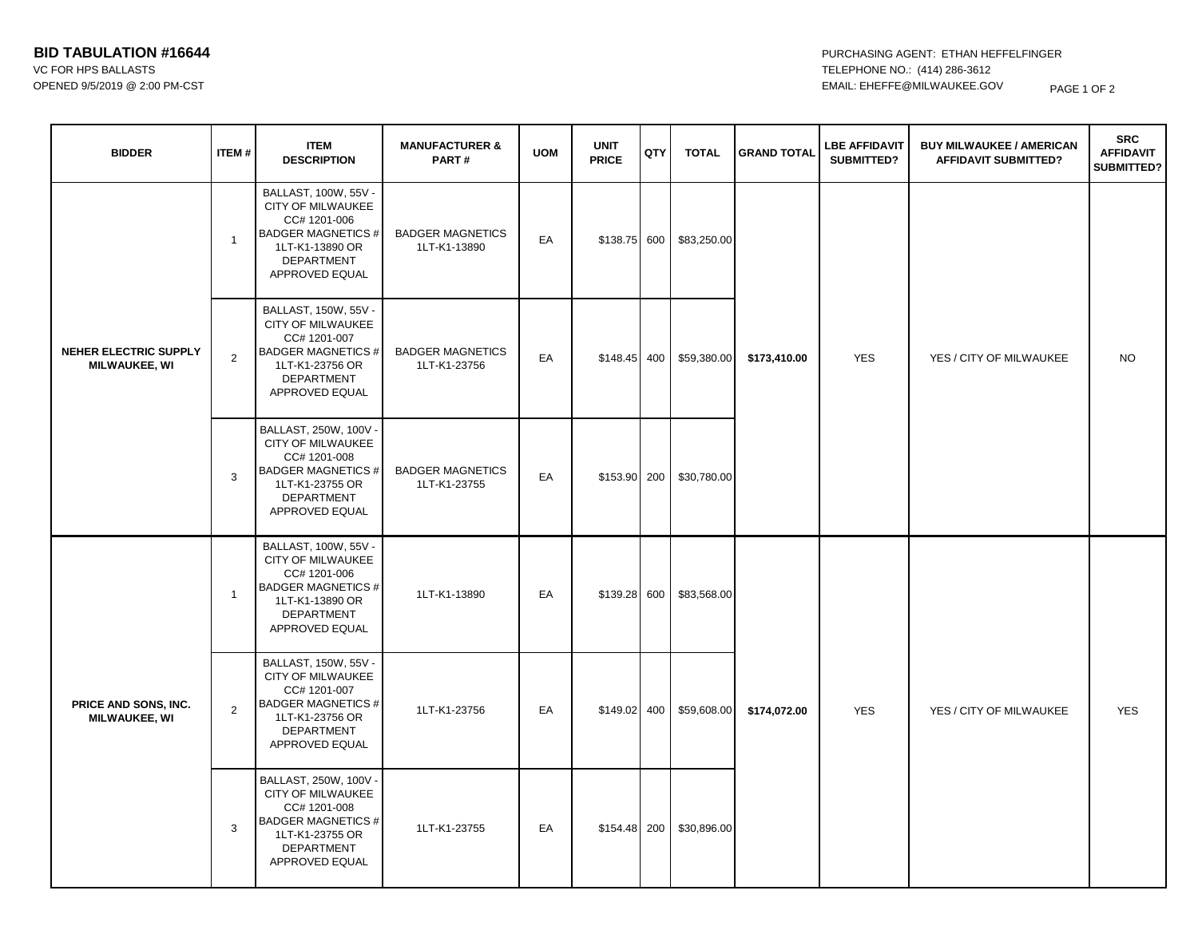**BID TABULATION #16644**
VC FOR HPS BALLASTS
OPENED 9/5/2019 @ 2:00 PM-CST

PURCHASING AGENT: ETHAN HEFFELFINGER
TELEPHONE NO.: (414) 286-3612
EMAIL: EHEFFE@MILWAUKEE.GOV

| BIDDER | ITEM # | ITEM DESCRIPTION | MANUFACTURER & PART # | UOM | UNIT PRICE | QTY | TOTAL | GRAND TOTAL | LBE AFFIDAVIT SUBMITTED? | BUY MILWAUKEE / AMERICAN AFFIDAVIT SUBMITTED? | SRC AFFIDAVIT SUBMITTED? |
|---|---|---|---|---|---|---|---|---|---|---|---|
| **NEHER ELECTRIC SUPPLY MILWAUKEE, WI** | 1 | BALLAST, 100W, 55V - CITY OF MILWAUKEE CC# 1201-006 BADGER MAGNETICS # 1LT-K1-13890 OR DEPARTMENT APPROVED EQUAL | BADGER MAGNETICS 1LT-K1-13890 | EA | $138.75 | 600 | $83,250.00 | **$173,410.00** | YES | YES / CITY OF MILWAUKEE | NO |
| | 2 | BALLAST, 150W, 55V - CITY OF MILWAUKEE CC# 1201-007 BADGER MAGNETICS # 1LT-K1-23756 OR DEPARTMENT APPROVED EQUAL | BADGER MAGNETICS 1LT-K1-23756 | EA | $148.45 | 400 | $59,380.00 | | | | |
| | 3 | BALLAST, 250W, 100V - CITY OF MILWAUKEE CC# 1201-008 BADGER MAGNETICS # 1LT-K1-23755 OR DEPARTMENT APPROVED EQUAL | BADGER MAGNETICS 1LT-K1-23755 | EA | $153.90 | 200 | $30,780.00 | | | | |
| **PRICE AND SONS, INC. MILWAUKEE, WI** | 1 | BALLAST, 100W, 55V - CITY OF MILWAUKEE CC# 1201-006 BADGER MAGNETICS # 1LT-K1-13890 OR DEPARTMENT APPROVED EQUAL | 1LT-K1-13890 | EA | $139.28 | 600 | $83,568.00 | **$174,072.00** | YES | YES / CITY OF MILWAUKEE | YES |
| | 2 | BALLAST, 150W, 55V - CITY OF MILWAUKEE CC# 1201-007 BADGER MAGNETICS # 1LT-K1-23756 OR DEPARTMENT APPROVED EQUAL | 1LT-K1-23756 | EA | $149.02 | 400 | $59,608.00 | | | | |
| | 3 | BALLAST, 250W, 100V - CITY OF MILWAUKEE CC# 1201-008 BADGER MAGNETICS # 1LT-K1-23755 OR DEPARTMENT APPROVED EQUAL | 1LT-K1-23755 | EA | $154.48 | 200 | $30,896.00 | | | | |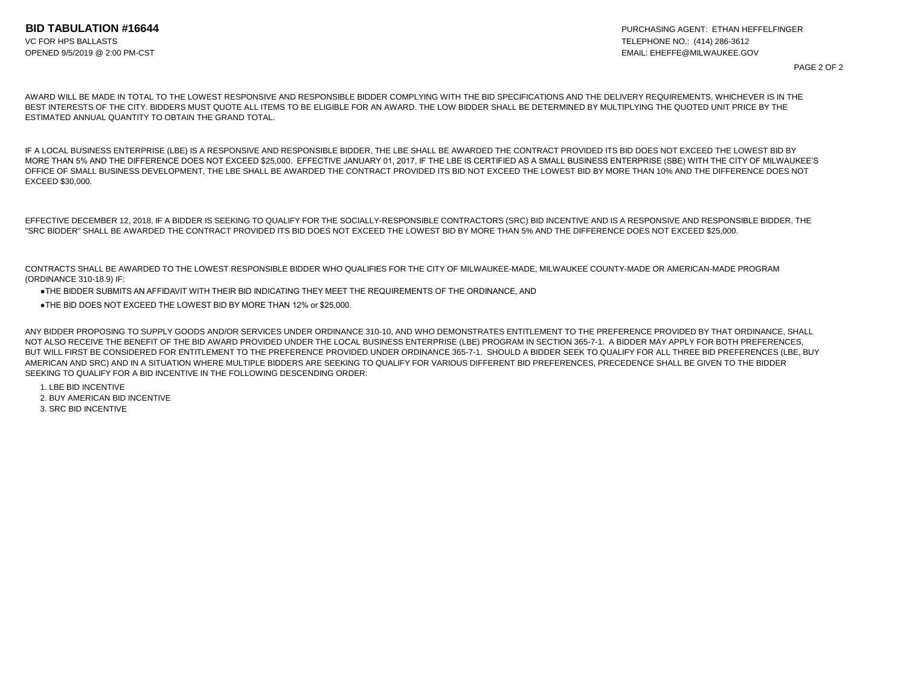**BID TABULATION #16644**
VC FOR HPS BALLASTS
OPENED 9/5/2019 @ 2:00 PM-CST

PURCHASING AGENT: ETHAN HEFFELFINGER
TELEPHONE NO.: (414) 286-3612
EMAIL: EHEFFE@MILWAUKEE.GOV

AWARD WILL BE MADE IN TOTAL TO THE LOWEST RESPONSIVE AND RESPONSIBLE BIDDER COMPLYING WITH THE BID SPECIFICATIONS AND THE DELIVERY REQUIREMENTS, WHICHEVER IS IN THE BEST INTERESTS OF THE CITY. BIDDERS MUST QUOTE ALL ITEMS TO BE ELIGIBLE FOR AN AWARD. THE LOW BIDDER SHALL BE DETERMINED BY MULTIPLYING THE QUOTED UNIT PRICE BY THE ESTIMATED ANNUAL QUANTITY TO OBTAIN THE GRAND TOTAL.

IF A LOCAL BUSINESS ENTERPRISE (LBE) IS A RESPONSIVE AND RESPONSIBLE BIDDER, THE LBE SHALL BE AWARDED THE CONTRACT PROVIDED ITS BID DOES NOT EXCEED THE LOWEST BID BY MORE THAN 5% AND THE DIFFERENCE DOES NOT EXCEED $25,000. EFFECTIVE JANUARY 01, 2017, IF THE LBE IS CERTIFIED AS A SMALL BUSINESS ENTERPRISE (SBE) WITH THE CITY OF MILWAUKEE'S OFFICE OF SMALL BUSINESS DEVELOPMENT, THE LBE SHALL BE AWARDED THE CONTRACT PROVIDED ITS BID NOT EXCEED THE LOWEST BID BY MORE THAN 10% AND THE DIFFERENCE DOES NOT EXCEED $30,000.

EFFECTIVE DECEMBER 12, 2018, IF A BIDDER IS SEEKING TO QUALIFY FOR THE SOCIALLY-RESPONSIBLE CONTRACTORS (SRC) BID INCENTIVE AND IS A RESPONSIVE AND RESPONSIBLE BIDDER, THE "SRC BIDDER" SHALL BE AWARDED THE CONTRACT PROVIDED ITS BID DOES NOT EXCEED THE LOWEST BID BY MORE THAN 5% AND THE DIFFERENCE DOES NOT EXCEED $25,000.

CONTRACTS SHALL BE AWARDED TO THE LOWEST RESPONSIBLE BIDDER WHO QUALIFIES FOR THE CITY OF MILWAUKEE-MADE, MILWAUKEE COUNTY-MADE OR AMERICAN-MADE PROGRAM (ORDINANCE 310-18.9) IF:

- THE BIDDER SUBMITS AN AFFIDAVIT WITH THEIR BID INDICATING THEY MEET THE REQUIREMENTS OF THE ORDINANCE, AND
- THE BID DOES NOT EXCEED THE LOWEST BID BY MORE THAN 12% or $25,000.

ANY BIDDER PROPOSING TO SUPPLY GOODS AND/OR SERVICES UNDER ORDINANCE 310-10, AND WHO DEMONSTRATES ENTITLEMENT TO THE PREFERENCE PROVIDED BY THAT ORDINANCE, SHALL NOT ALSO RECEIVE THE BENEFIT OF THE BID AWARD PROVIDED UNDER THE LOCAL BUSINESS ENTERPRISE (LBE) PROGRAM IN SECTION 365-7-1. A BIDDER MAY APPLY FOR BOTH PREFERENCES, BUT WILL FIRST BE CONSIDERED FOR ENTITLEMENT TO THE PREFERENCE PROVIDED UNDER ORDINANCE 365-7-1. SHOULD A BIDDER SEEK TO QUALIFY FOR ALL THREE BID PREFERENCES (LBE, BUY AMERICAN AND SRC) AND IN A SITUATION WHERE MULTIPLE BIDDERS ARE SEEKING TO QUALIFY FOR VARIOUS DIFFERENT BID PREFERENCES, PRECEDENCE SHALL BE GIVEN TO THE BIDDER SEEKING TO QUALIFY FOR A BID INCENTIVE IN THE FOLLOWING DESCENDING ORDER:

1. LBE BID INCENTIVE
2. BUY AMERICAN BID INCENTIVE
3. SRC BID INCENTIVE